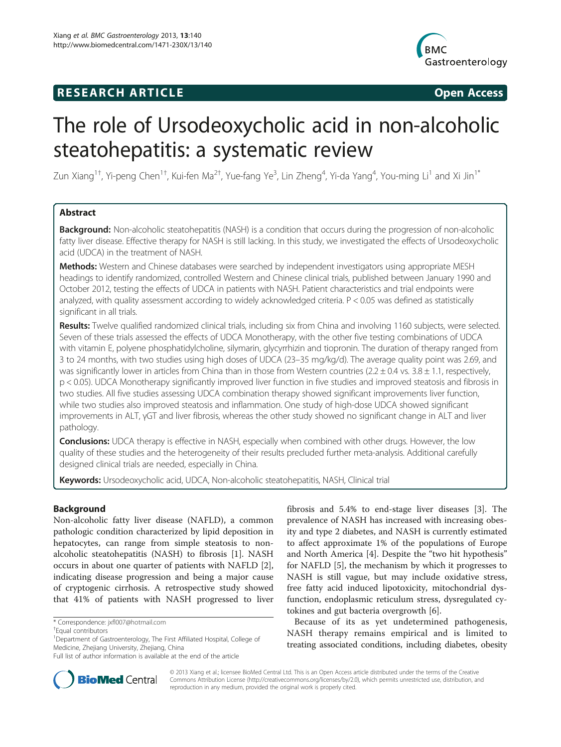**RESEARCH ARTICLE** **Open Access**

# The role of Ursodeoxycholic acid in non-alcoholic steatohepatitis: a systematic review

Zun Xiang[1†], Yi-peng Chen[1†], Kui-fen Ma[2†], Yue-fang Ye[3], Lin Zheng[4], Yi-da Yang[4], You-ming Li[1] and Xi Jin[1*]

## Abstract

**Background:** Non-alcoholic steatohepatitis (NASH) is a condition that occurs during the progression of non-alcoholic fatty liver disease. Effective therapy for NASH is still lacking. In this study, we investigated the effects of Ursodeoxycholic acid (UDCA) in the treatment of NASH.

**Methods:** Western and Chinese databases were searched by independent investigators using appropriate MESH headings to identify randomized, controlled Western and Chinese clinical trials, published between January 1990 and October 2012, testing the effects of UDCA in patients with NASH. Patient characteristics and trial endpoints were analyzed, with quality assessment according to widely acknowledged criteria. $P < 0.05$ was defined as statistically significant in all trials.

**Results:** Twelve qualified randomized clinical trials, including six from China and involving 1160 subjects, were selected. Seven of these trials assessed the effects of UDCA Monotherapy, with the other five testing combinations of UDCA with vitamin E, polyene phosphatidylcholine, silymarin, glycyrrhizin and tiopronin. The duration of therapy ranged from 3 to 24 months, with two studies using high doses of UDCA (23–35 mg/kg/d). The average quality point was 2.69, and was significantly lower in articles from China than in those from Western countries ($2.2 \pm 0.4$ vs. $3.8 \pm 1.1$, respectively, $p < 0.05$). UDCA Monotherapy significantly improved liver function in five studies and improved steatosis and fibrosis in two studies. All five studies assessing UDCA combination therapy showed significant improvements liver function, while two studies also improved steatosis and inflammation. One study of high-dose UDCA showed significant improvements in ALT, γGT and liver fibrosis, whereas the other study showed no significant change in ALT and liver pathology.

**Conclusions:** UDCA therapy is effective in NASH, especially when combined with other drugs. However, the low quality of these studies and the heterogeneity of their results precluded further meta-analysis. Additional carefully designed clinical trials are needed, especially in China.

**Keywords:** Ursodeoxycholic acid, UDCA, Non-alcoholic steatohepatitis, NASH, Clinical trial

## Background

Non-alcoholic fatty liver disease (NAFLD), a common pathologic condition characterized by lipid deposition in hepatocytes, can range from simple steatosis to non-alcoholic steatohepatitis (NASH) to fibrosis [1]. NASH occurs in about one quarter of patients with NAFLD [2], indicating disease progression and being a major cause of cryptogenic cirrhosis. A retrospective study showed that 41% of patients with NASH progressed to liver fibrosis and 5.4% to end-stage liver diseases [3]. The prevalence of NASH has increased with increasing obesity and type 2 diabetes, and NASH is currently estimated to affect approximate 1% of the populations of Europe and North America [4]. Despite the "two hit hypothesis" for NAFLD [5], the mechanism by which it progresses to NASH is still vague, but may include oxidative stress, free fatty acid induced lipotoxicity, mitochondrial dysfunction, endoplasmic reticulum stress, dysregulated cytokines and gut bacteria overgrowth [6].

Because of its as yet undetermined pathogenesis, NASH therapy remains empirical and is limited to treating associated conditions, including diabetes, obesity

\* Correspondence: jxfl007@hotmail.com

†Equal contributors

[1]Department of Gastroenterology, The First Affiliated Hospital, College of Medicine, Zhejiang University, Zhejiang, China

Full list of author information is available at the end of the article

© 2013 Xiang et al.; licensee BioMed Central Ltd. This is an Open Access article distributed under the terms of the Creative Commons Attribution License (http://creativecommons.org/licenses/by/2.0), which permits unrestricted use, distribution, and reproduction in any medium, provided the original work is properly cited.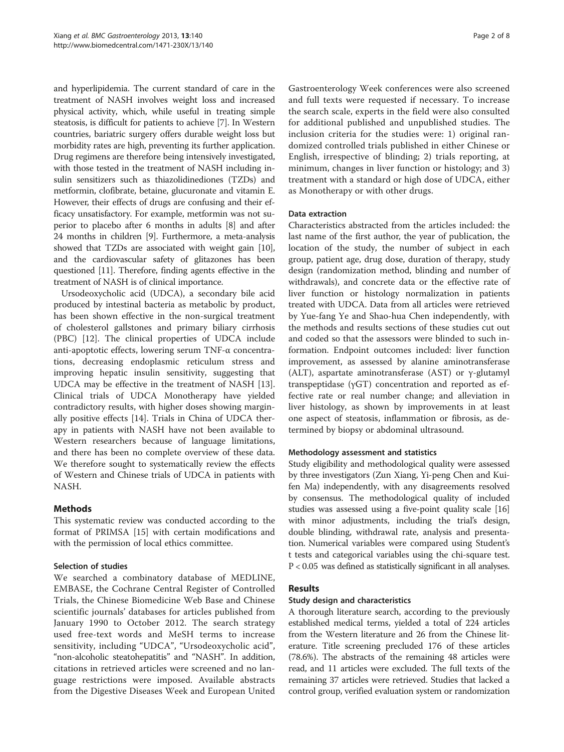and hyperlipidemia. The current standard of care in the treatment of NASH involves weight loss and increased physical activity, which, while useful in treating simple steatosis, is difficult for patients to achieve [7]. In Western countries, bariatric surgery offers durable weight loss but morbidity rates are high, preventing its further application. Drug regimens are therefore being intensively investigated, with those tested in the treatment of NASH including insulin sensitizers such as thiazolidinediones (TZDs) and metformin, clofibrate, betaine, glucuronate and vitamin E. However, their effects of drugs are confusing and their efficacy unsatisfactory. For example, metformin was not superior to placebo after 6 months in adults [8] and after 24 months in children [9]. Furthermore, a meta-analysis showed that TZDs are associated with weight gain [10], and the cardiovascular safety of glitazones has been questioned [11]. Therefore, finding agents effective in the treatment of NASH is of clinical importance.

Ursodeoxycholic acid (UDCA), a secondary bile acid produced by intestinal bacteria as metabolic by product, has been shown effective in the non-surgical treatment of cholesterol gallstones and primary biliary cirrhosis (PBC) [12]. The clinical properties of UDCA include anti-apoptotic effects, lowering serum TNF-α concentrations, decreasing endoplasmic reticulum stress and improving hepatic insulin sensitivity, suggesting that UDCA may be effective in the treatment of NASH [13]. Clinical trials of UDCA Monotherapy have yielded contradictory results, with higher doses showing marginally positive effects [14]. Trials in China of UDCA therapy in patients with NASH have not been available to Western researchers because of language limitations, and there has been no complete overview of these data. We therefore sought to systematically review the effects of Western and Chinese trials of UDCA in patients with NASH.

## Methods

This systematic review was conducted according to the format of PRIMSA [15] with certain modifications and with the permission of local ethics committee.

### Selection of studies

We searched a combinatory database of MEDLINE, EMBASE, the Cochrane Central Register of Controlled Trials, the Chinese Biomedicine Web Base and Chinese scientific journals' databases for articles published from January 1990 to October 2012. The search strategy used free-text words and MeSH terms to increase sensitivity, including "UDCA", "Ursodeoxycholic acid", "non-alcoholic steatohepatitis" and "NASH". In addition, citations in retrieved articles were screened and no language restrictions were imposed. Available abstracts from the Digestive Diseases Week and European United Gastroenterology Week conferences were also screened and full texts were requested if necessary. To increase the search scale, experts in the field were also consulted for additional published and unpublished studies. The inclusion criteria for the studies were: 1) original randomized controlled trials published in either Chinese or English, irrespective of blinding; 2) trials reporting, at minimum, changes in liver function or histology; and 3) treatment with a standard or high dose of UDCA, either as Monotherapy or with other drugs.

### Data extraction

Characteristics abstracted from the articles included: the last name of the first author, the year of publication, the location of the study, the number of subject in each group, patient age, drug dose, duration of therapy, study design (randomization method, blinding and number of withdrawals), and concrete data or the effective rate of liver function or histology normalization in patients treated with UDCA. Data from all articles were retrieved by Yue-fang Ye and Shao-hua Chen independently, with the methods and results sections of these studies cut out and coded so that the assessors were blinded to such information. Endpoint outcomes included: liver function improvement, as assessed by alanine aminotransferase (ALT), aspartate aminotransferase (AST) or γ-glutamyl transpeptidase (γGT) concentration and reported as effective rate or real number change; and alleviation in liver histology, as shown by improvements in at least one aspect of steatosis, inflammation or fibrosis, as determined by biopsy or abdominal ultrasound.

### Methodology assessment and statistics

Study eligibility and methodological quality were assessed by three investigators (Zun Xiang, Yi-peng Chen and Kui-fen Ma) independently, with any disagreements resolved by consensus. The methodological quality of included studies was assessed using a five-point quality scale [16] with minor adjustments, including the trial's design, double blinding, withdrawal rate, analysis and presentation. Numerical variables were compared using Student's t tests and categorical variables using the chi-square test. $P < 0.05$ was defined as statistically significant in all analyses.

## Results

### Study design and characteristics

A thorough literature search, according to the previously established medical terms, yielded a total of 224 articles from the Western literature and 26 from the Chinese literature. Title screening precluded 176 of these articles (78.6%). The abstracts of the remaining 48 articles were read, and 11 articles were excluded. The full texts of the remaining 37 articles were retrieved. Studies that lacked a control group, verified evaluation system or randomization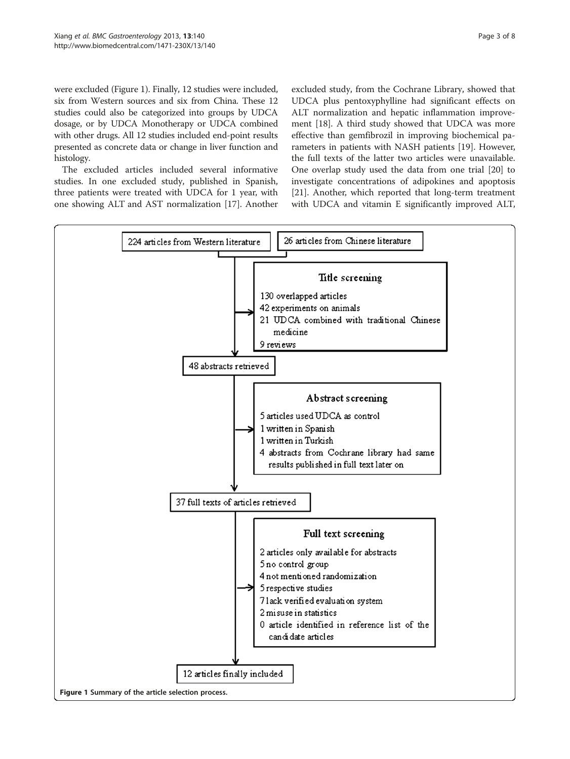were excluded (Figure 1). Finally, 12 studies were included, six from Western sources and six from China. These 12 studies could also be categorized into groups by UDCA dosage, or by UDCA Monotherapy or UDCA combined with other drugs. All 12 studies included end-point results presented as concrete data or change in liver function and histology.

The excluded articles included several informative studies. In one excluded study, published in Spanish, three patients were treated with UDCA for 1 year, with one showing ALT and AST normalization [17]. Another excluded study, from the Cochrane Library, showed that UDCA plus pentoxyphylline had significant effects on ALT normalization and hepatic inflammation improvement [18]. A third study showed that UDCA was more effective than gemfibrozil in improving biochemical parameters in patients with NASH patients [19]. However, the full texts of the latter two articles were unavailable. One overlap study used the data from one trial [20] to investigate concentrations of adipokines and apoptosis [21]. Another, which reported that long-term treatment with UDCA and vitamin E significantly improved ALT,

224 articles from Western literature | 26 articles from Chinese literature

**Title screening**
- 130 overlapped articles
- 42 experiments on animals
- 21 UDCA combined with traditional Chinese medicine
- 9 reviews

48 abstracts retrieved

**Abstract screening**
- 5 articles used UDCA as control
- 1 written in Spanish
- 1 written in Turkish
- 4 abstracts from Cochrane library had same results published in full text later on

37 full texts of articles retrieved

**Full text screening**
- 2 articles only available for abstracts
- 5 no control group
- 4 not mentioned randomization
- 5 respective studies
- 7 lack verified evaluation system
- 2 misuse in statistics
- 0 article identified in reference list of the candidate articles

12 articles finally included

**Figure 1 Summary of the article selection process.**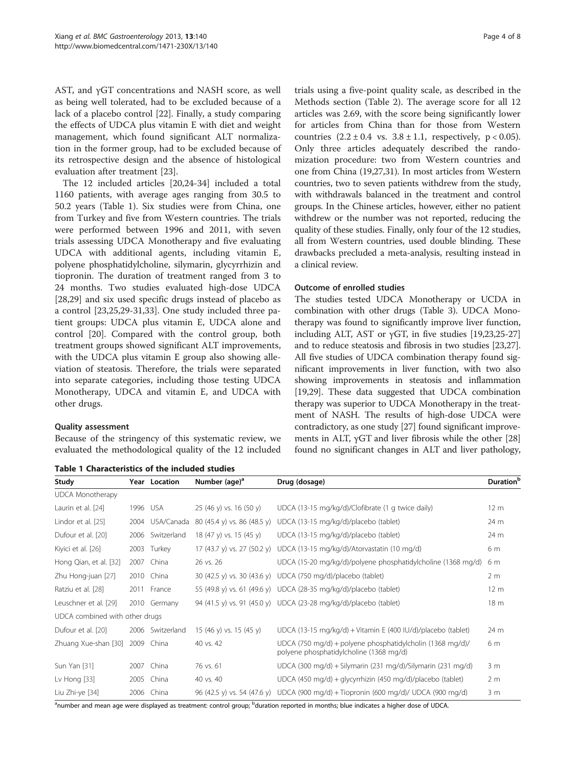AST, and γGT concentrations and NASH score, as well as being well tolerated, had to be excluded because of a lack of a placebo control [22]. Finally, a study comparing the effects of UDCA plus vitamin E with diet and weight management, which found significant ALT normalization in the former group, had to be excluded because of its retrospective design and the absence of histological evaluation after treatment [23].

The 12 included articles [20,24-34] included a total 1160 patients, with average ages ranging from 30.5 to 50.2 years (Table 1). Six studies were from China, one from Turkey and five from Western countries. The trials were performed between 1996 and 2011, with seven trials assessing UDCA Monotherapy and five evaluating UDCA with additional agents, including vitamin E, polyene phosphatidylcholine, silymarin, glycyrrhizin and tiopronin. The duration of treatment ranged from 3 to 24 months. Two studies evaluated high-dose UDCA [28,29] and six used specific drugs instead of placebo as a control [23,25,29-31,33]. One study included three patient groups: UDCA plus vitamin E, UDCA alone and control [20]. Compared with the control group, both treatment groups showed significant ALT improvements, with the UDCA plus vitamin E group also showing alleviation of steatosis. Therefore, the trials were separated into separate categories, including those testing UDCA Monotherapy, UDCA and vitamin E, and UDCA with other drugs.

### Quality assessment

Because of the stringency of this systematic review, we evaluated the methodological quality of the 12 included trials using a five-point quality scale, as described in the Methods section (Table 2). The average score for all 12 articles was 2.69, with the score being significantly lower for articles from China than for those from Western countries ($2.2 \pm 0.4$ vs. $3.8 \pm 1.1$, respectively, $p < 0.05$). Only three articles adequately described the randomization procedure: two from Western countries and one from China (19,27,31). In most articles from Western countries, two to seven patients withdrew from the study, with withdrawals balanced in the treatment and control groups. In the Chinese articles, however, either no patient withdrew or the number was not reported, reducing the quality of these studies. Finally, only four of the 12 studies, all from Western countries, used double blinding. These drawbacks precluded a meta-analysis, resulting instead in a clinical review.

### Outcome of enrolled studies

The studies tested UDCA Monotherapy or UCDA in combination with other drugs (Table 3). UDCA Monotherapy was found to significantly improve liver function, including ALT, AST or γGT, in five studies [19,23,25-27] and to reduce steatosis and fibrosis in two studies [23,27]. All five studies of UDCA combination therapy found significant improvements in liver function, with two also showing improvements in steatosis and inflammation [19,29]. These data suggested that UDCA combination therapy was superior to UDCA Monotherapy in the treatment of NASH. The results of high-dose UDCA were contradictory, as one study [27] found significant improvements in ALT, γGT and liver fibrosis while the other [28] found no significant changes in ALT and liver pathology,

**Table 1 Characteristics of the included studies**

| Study | Year | Location | Number (age)[a] | Drug (dosage) | Duration[b] |
|---|---|---|---|---|---|
| UDCA Monotherapy | | | | | |
| Laurin et al. [24] | 1996 | USA | 25 (46 y) vs. 16 (50 y) | UDCA (13-15 mg/kg/d)/Clofibrate (1 g twice daily) | 12 m |
| Lindor et al. [25] | 2004 | USA/Canada | 80 (45.4 y) vs. 86 (48.5 y) | UDCA (13-15 mg/kg/d)/placebo (tablet) | 24 m |
| Dufour et al. [20] | 2006 | Switzerland | 18 (47 y) vs. 15 (45 y) | UDCA (13-15 mg/kg/d)/placebo (tablet) | 24 m |
| Kiyici et al. [26] | 2003 | Turkey | 17 (43.7 y) vs. 27 (50.2 y) | UDCA (13-15 mg/kg/d)/Atorvastatin (10 mg/d) | 6 m |
| Hong Qian, et al. [32] | 2007 | China | 26 vs. 26 | UDCA (15-20 mg/kg/d)/polyene phosphatidylcholine (1368 mg/d) | 6 m |
| Zhu Hong-juan [27] | 2010 | China | 30 (42.5 y) vs. 30 (43.6 y) | UDCA (750 mg/d)/placebo (tablet) | 2 m |
| Ratziu et al. [28] | 2011 | France | 55 (49.8 y) vs. 61 (49.6 y) | UDCA (28-35 mg/kg/d)/placebo (tablet) | 12 m |
| Leuschner et al. [29] | 2010 | Germany | 94 (41.5 y) vs. 91 (45.0 y) | UDCA (23-28 mg/kg/d)/placebo (tablet) | 18 m |
| UDCA combined with other drugs | | | | | |
| Dufour et al. [20] | 2006 | Switzerland | 15 (46 y) vs. 15 (45 y) | UDCA (13-15 mg/kg/d) + Vitamin E (400 IU/d)/placebo (tablet) | 24 m |
| Zhuang Xue-shan [30] | 2009 | China | 40 vs. 42 | UDCA (750 mg/d) + polyene phosphatidylcholin (1368 mg/d)/ polyene phosphatidylcholine (1368 mg/d) | 6 m |
| Sun Yan [31] | 2007 | China | 76 vs. 61 | UDCA (300 mg/d) + Silymarin (231 mg/d)/Silymarin (231 mg/d) | 3 m |
| Lv Hong [33] | 2005 | China | 40 vs. 40 | UDCA (450 mg/d) + glycyrrhizin (450 mg/d)/placebo (tablet) | 2 m |
| Liu Zhi-ye [34] | 2006 | China | 96 (42.5 y) vs. 54 (47.6 y) | UDCA (900 mg/d) + Tiopronin (600 mg/d)/ UDCA (900 mg/d) | 3 m |

[a]number and mean age were displayed as treatment: control group; [b]duration reported in months; blue indicates a higher dose of UDCA.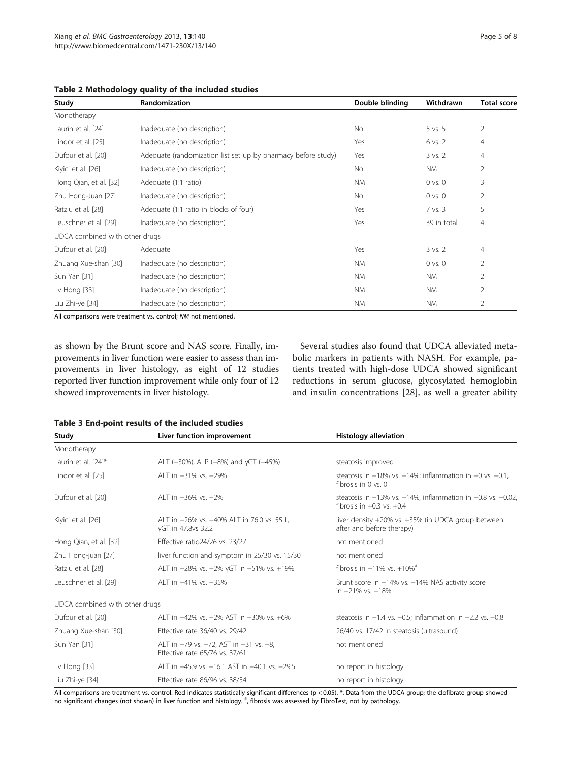**Table 2 Methodology quality of the included studies**

| Study | Randomization | Double blinding | Withdrawn | Total score |
|---|---|---|---|---|
| Monotherapy | | | | |
| Laurin et al. [24] | Inadequate (no description) | No | 5 vs. 5 | 2 |
| Lindor et al. [25] | Inadequate (no description) | Yes | 6 vs. 2 | 4 |
| Dufour et al. [20] | Adequate (randomization list set up by pharmacy before study) | Yes | 3 vs. 2 | 4 |
| Kiyici et al. [26] | Inadequate (no description) | No | NM | 2 |
| Hong Qian, et al. [32] | Adequate (1:1 ratio) | NM | 0 vs. 0 | 3 |
| Zhu Hong-Juan [27] | Inadequate (no description) | No | 0 vs. 0 | 2 |
| Ratziu et al. [28] | Adequate (1:1 ratio in blocks of four) | Yes | 7 vs. 3 | 5 |
| Leuschner et al. [29] | Inadequate (no description) | Yes | 39 in total | 4 |
| UDCA combined with other drugs | | | | |
| Dufour et al. [20] | Adequate | Yes | 3 vs. 2 | 4 |
| Zhuang Xue-shan [30] | Inadequate (no description) | NM | 0 vs. 0 | 2 |
| Sun Yan [31] | Inadequate (no description) | NM | NM | 2 |
| Lv Hong [33] | Inadequate (no description) | NM | NM | 2 |
| Liu Zhi-ye [34] | Inadequate (no description) | NM | NM | 2 |

All comparisons were treatment vs. control; *NM* not mentioned.

as shown by the Brunt score and NAS score. Finally, improvements in liver function were easier to assess than improvements in liver histology, as eight of 12 studies reported liver function improvement while only four of 12 showed improvements in liver histology.

Several studies also found that UDCA alleviated metabolic markers in patients with NASH. For example, patients treated with high-dose UDCA showed significant reductions in serum glucose, glycosylated hemoglobin and insulin concentrations [28], as well a greater ability

**Table 3 End-point results of the included studies**

| Study | Liver function improvement | Histology alleviation |
|---|---|---|
| Monotherapy | | |
| Laurin et al. [24]* | ALT (−30%), ALP (−8%) and γGT (−45%) | steatosis improved |
| Lindor et al. [25] | ALT in −31% vs. −29% | steatosis in −18% vs. −14%; inflammation in −0 vs. −0.1, fibrosis in 0 vs. 0 |
| Dufour et al. [20] | ALT in −36% vs. −2% | steatosis in −13% vs. −14%, inflammation in −0.8 vs. −0.02, fibrosis in +0.3 vs. +0.4 |
| Kiyici et al. [26] | ALT in −26% vs. −40% ALT in 76.0 vs. 55.1, γGT in 47.8vs 32.2 | liver density +20% vs. +35% (in UDCA group between after and before therapy) |
| Hong Qian, et al. [32] | Effective ratio24/26 vs. 23/27 | not mentioned |
| Zhu Hong-juan [27] | liver function and symptom in 25/30 vs. 15/30 | not mentioned |
| Ratziu et al. [28] | ALT in −28% vs. −2% γGT in −51% vs. +19% | fibrosis in −11% vs. +10%[#] |
| Leuschner et al. [29] | ALT in −41% vs. −35% | Brunt score in −14% vs. −14% NAS activity score in −21% vs. −18% |
| UDCA combined with other drugs | | |
| Dufour et al. [20] | ALT in −42% vs. −2% AST in −30% vs. +6% | steatosis in −1.4 vs. −0.5; inflammation in −2.2 vs. −0.8 |
| Zhuang Xue-shan [30] | Effective rate 36/40 vs. 29/42 | 26/40 vs. 17/42 in steatosis (ultrasound) |
| Sun Yan [31] | ALT in −79 vs. −72, AST in −31 vs. −8, Effective rate 65/76 vs. 37/61 | not mentioned |
| Lv Hong [33] | ALT in −45.9 vs. −16.1 AST in −40.1 vs. −29.5 | no report in histology |
| Liu Zhi-ye [34] | Effective rate 86/96 vs. 38/54 | no report in histology |

All comparisons are treatment vs. control. Red indicates statistically significant differences ($p < 0.05$). *, Data from the UDCA group; the clofibrate group showed no significant changes (not shown) in liver function and histology. [#], fibrosis was assessed by FibroTest, not by pathology.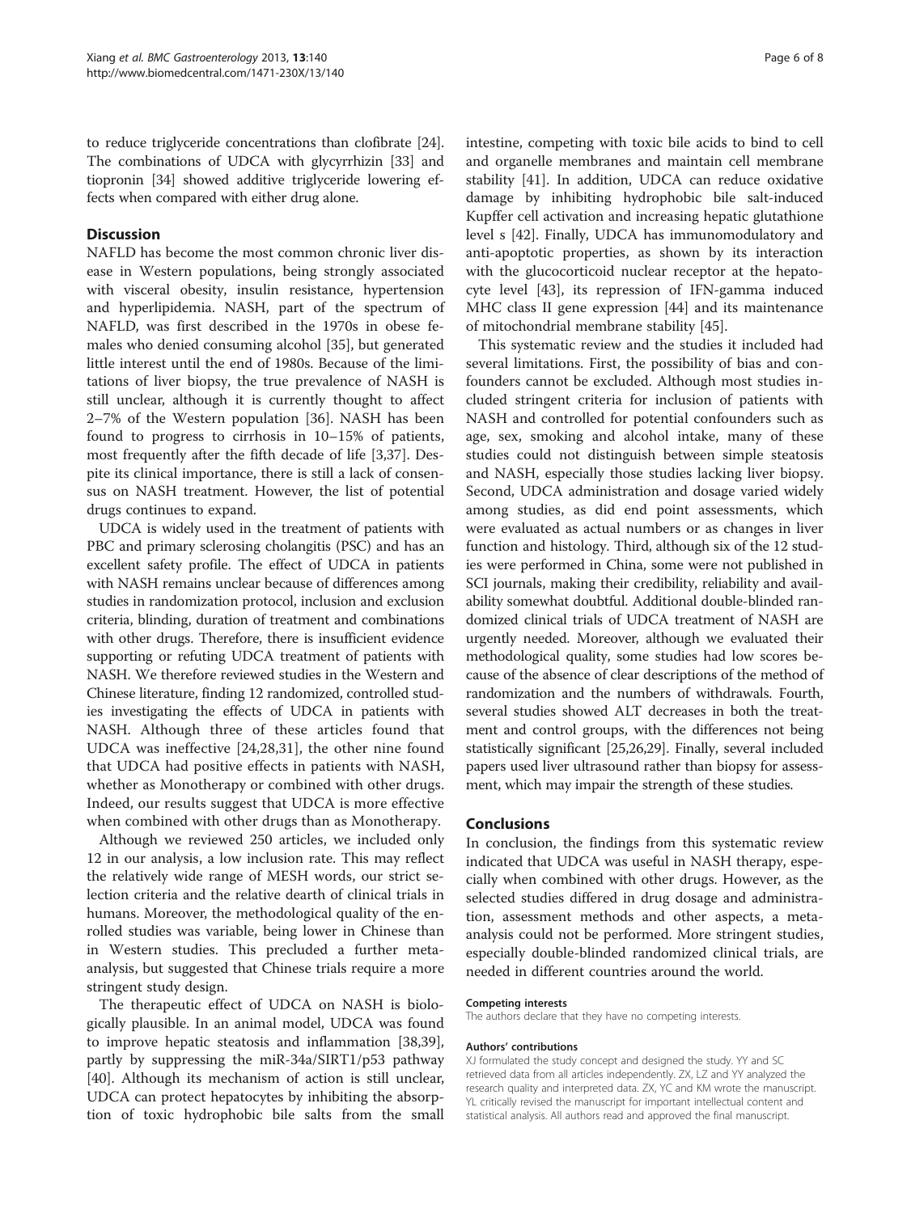to reduce triglyceride concentrations than clofibrate [24]. The combinations of UDCA with glycyrrhizin [33] and tiopronin [34] showed additive triglyceride lowering effects when compared with either drug alone.

## Discussion

NAFLD has become the most common chronic liver disease in Western populations, being strongly associated with visceral obesity, insulin resistance, hypertension and hyperlipidemia. NASH, part of the spectrum of NAFLD, was first described in the 1970s in obese females who denied consuming alcohol [35], but generated little interest until the end of 1980s. Because of the limitations of liver biopsy, the true prevalence of NASH is still unclear, although it is currently thought to affect 2–7% of the Western population [36]. NASH has been found to progress to cirrhosis in 10–15% of patients, most frequently after the fifth decade of life [3,37]. Despite its clinical importance, there is still a lack of consensus on NASH treatment. However, the list of potential drugs continues to expand.

UDCA is widely used in the treatment of patients with PBC and primary sclerosing cholangitis (PSC) and has an excellent safety profile. The effect of UDCA in patients with NASH remains unclear because of differences among studies in randomization protocol, inclusion and exclusion criteria, blinding, duration of treatment and combinations with other drugs. Therefore, there is insufficient evidence supporting or refuting UDCA treatment of patients with NASH. We therefore reviewed studies in the Western and Chinese literature, finding 12 randomized, controlled studies investigating the effects of UDCA in patients with NASH. Although three of these articles found that UDCA was ineffective [24,28,31], the other nine found that UDCA had positive effects in patients with NASH, whether as Monotherapy or combined with other drugs. Indeed, our results suggest that UDCA is more effective when combined with other drugs than as Monotherapy.

Although we reviewed 250 articles, we included only 12 in our analysis, a low inclusion rate. This may reflect the relatively wide range of MESH words, our strict selection criteria and the relative dearth of clinical trials in humans. Moreover, the methodological quality of the enrolled studies was variable, being lower in Chinese than in Western studies. This precluded a further meta-analysis, but suggested that Chinese trials require a more stringent study design.

The therapeutic effect of UDCA on NASH is biologically plausible. In an animal model, UDCA was found to improve hepatic steatosis and inflammation [38,39], partly by suppressing the miR-34a/SIRT1/p53 pathway [40]. Although its mechanism of action is still unclear, UDCA can protect hepatocytes by inhibiting the absorption of toxic hydrophobic bile salts from the small intestine, competing with toxic bile acids to bind to cell and organelle membranes and maintain cell membrane stability [41]. In addition, UDCA can reduce oxidative damage by inhibiting hydrophobic bile salt-induced Kupffer cell activation and increasing hepatic glutathione level s [42]. Finally, UDCA has immunomodulatory and anti-apoptotic properties, as shown by its interaction with the glucocorticoid nuclear receptor at the hepatocyte level [43], its repression of IFN-gamma induced MHC class II gene expression [44] and its maintenance of mitochondrial membrane stability [45].

This systematic review and the studies it included had several limitations. First, the possibility of bias and confounders cannot be excluded. Although most studies included stringent criteria for inclusion of patients with NASH and controlled for potential confounders such as age, sex, smoking and alcohol intake, many of these studies could not distinguish between simple steatosis and NASH, especially those studies lacking liver biopsy. Second, UDCA administration and dosage varied widely among studies, as did end point assessments, which were evaluated as actual numbers or as changes in liver function and histology. Third, although six of the 12 studies were performed in China, some were not published in SCI journals, making their credibility, reliability and availability somewhat doubtful. Additional double-blinded randomized clinical trials of UDCA treatment of NASH are urgently needed. Moreover, although we evaluated their methodological quality, some studies had low scores because of the absence of clear descriptions of the method of randomization and the numbers of withdrawals. Fourth, several studies showed ALT decreases in both the treatment and control groups, with the differences not being statistically significant [25,26,29]. Finally, several included papers used liver ultrasound rather than biopsy for assessment, which may impair the strength of these studies.

## Conclusions

In conclusion, the findings from this systematic review indicated that UDCA was useful in NASH therapy, especially when combined with other drugs. However, as the selected studies differed in drug dosage and administration, assessment methods and other aspects, a meta-analysis could not be performed. More stringent studies, especially double-blinded randomized clinical trials, are needed in different countries around the world.

#### Competing interests

The authors declare that they have no competing interests.

#### Authors' contributions

XJ formulated the study concept and designed the study. YY and SC retrieved data from all articles independently. ZX, LZ and YY analyzed the research quality and interpreted data. ZX, YC and KM wrote the manuscript. YL critically revised the manuscript for important intellectual content and statistical analysis. All authors read and approved the final manuscript.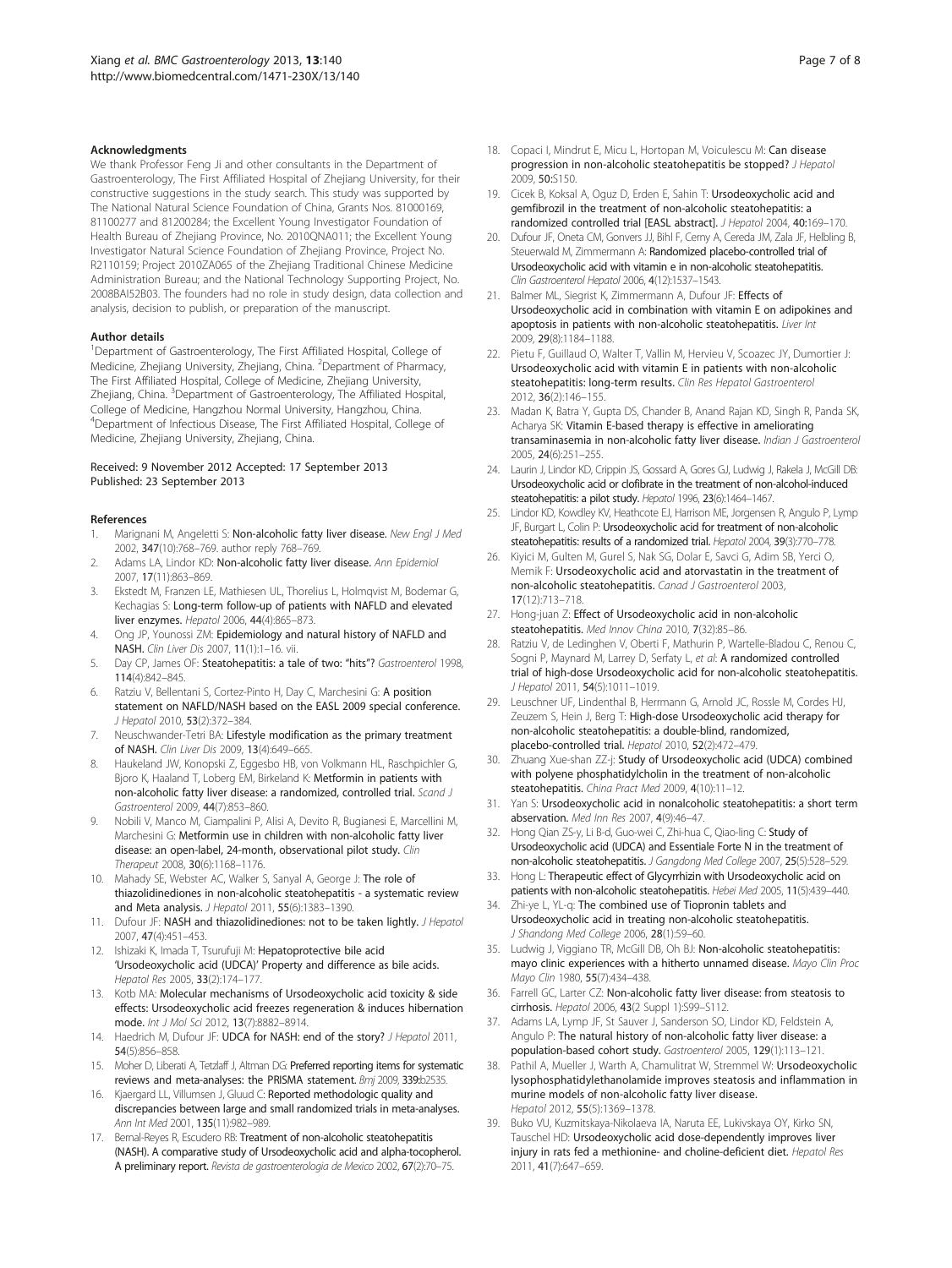### Acknowledgments

We thank Professor Feng Ji and other consultants in the Department of Gastroenterology, The First Affiliated Hospital of Zhejiang University, for their constructive suggestions in the study search. This study was supported by The National Natural Science Foundation of China, Grants Nos. 81000169, 81100277 and 81200284; the Excellent Young Investigator Foundation of Health Bureau of Zhejiang Province, No. 2010QNA011; the Excellent Young Investigator Natural Science Foundation of Zhejiang Province, Project No. R2110159; Project 2010ZA065 of the Zhejiang Traditional Chinese Medicine Administration Bureau; and the National Technology Supporting Project, No. 2008BAI52B03. The founders had no role in study design, data collection and analysis, decision to publish, or preparation of the manuscript.

### Author details

[1]Department of Gastroenterology, The First Affiliated Hospital, College of Medicine, Zhejiang University, Zhejiang, China. [2]Department of Pharmacy, The First Affiliated Hospital, College of Medicine, Zhejiang University, Zhejiang, China. [3]Department of Gastroenterology, The Affiliated Hospital, College of Medicine, Hangzhou Normal University, Hangzhou, China. [4]Department of Infectious Disease, The First Affiliated Hospital, College of Medicine, Zhejiang University, Zhejiang, China.

Received: 9 November 2012 Accepted: 17 September 2013
Published: 23 September 2013

### References

1. Marignani M, Angeletti S: **Non-alcoholic fatty liver disease.** *New Engl J Med* 2002, **347**(10):768–769. author reply 768–769.
2. Adams LA, Lindor KD: **Non-alcoholic fatty liver disease.** *Ann Epidemiol* 2007, **17**(11):863–869.
3. Ekstedt M, Franzen LE, Mathiesen UL, Thorelius L, Holmqvist M, Bodemar G, Kechagias S: **Long-term follow-up of patients with NAFLD and elevated liver enzymes.** *Hepatol* 2006, **44**(4):865–873.
4. Ong JP, Younossi ZM: **Epidemiology and natural history of NAFLD and NASH.** *Clin Liver Dis* 2007, **11**(1):1–16. vii.
5. Day CP, James OF: **Steatohepatitis: a tale of two: "hits"?** *Gastroenterol* 1998, **114**(4):842–845.
6. Ratziu V, Bellentani S, Cortez-Pinto H, Day C, Marchesini G: **A position statement on NAFLD/NASH based on the EASL 2009 special conference.** *J Hepatol* 2010, **53**(2):372–384.
7. Neuschwander-Tetri BA: **Lifestyle modification as the primary treatment of NASH.** *Clin Liver Dis* 2009, **13**(4):649–665.
8. Haukeland JW, Konopski Z, Eggesbo HB, von Volkmann HL, Raschpichler G, Bjoro K, Haaland T, Loberg EM, Birkeland K: **Metformin in patients with non-alcoholic fatty liver disease: a randomized, controlled trial.** *Scand J Gastroenterol* 2009, **44**(7):853–860.
9. Nobili V, Manco M, Ciampalini P, Alisi A, Devito R, Bugianesi E, Marcellini M, Marchesini G: **Metformin use in children with non-alcoholic fatty liver disease: an open-label, 24-month, observational pilot study.** *Clin Therapeut* 2008, **30**(6):1168–1176.
10. Mahady SE, Webster AC, Walker S, Sanyal A, George J: **The role of thiazolidinediones in non-alcoholic steatohepatitis - a systematic review and Meta analysis.** *J Hepatol* 2011, **55**(6):1383–1390.
11. Dufour JF: **NASH and thiazolidinediones: not to be taken lightly.** *J Hepatol* 2007, **47**(4):451–453.
12. Ishizaki K, Imada T, Tsurufuji M: **Hepatoprotective bile acid 'Ursodeoxycholic acid (UDCA)' Property and difference as bile acids.** *Hepatol Res* 2005, **33**(2):174–177.
13. Kotb MA: **Molecular mechanisms of Ursodeoxycholic acid toxicity & side effects: Ursodeoxycholic acid freezes regeneration & induces hibernation mode.** *Int J Mol Sci* 2012, **13**(7):8882–8914.
14. Haedrich M, Dufour JF: **UDCA for NASH: end of the story?** *J Hepatol* 2011, **54**(5):856–858.
15. Moher D, Liberati A, Tetzlaff J, Altman DG: **Preferred reporting items for systematic reviews and meta-analyses: the PRISMA statement.** *Bmj* 2009, **339**:b2535.
16. Kjaergard LL, Villumsen J, Gluud C: **Reported methodologic quality and discrepancies between large and small randomized trials in meta-analyses.** *Ann Int Med* 2001, **135**(11):982–989.
17. Bernal-Reyes R, Escudero RB: **Treatment of non-alcoholic steatohepatitis (NASH). A comparative study of Ursodeoxycholic acid and alpha-tocopherol. A preliminary report.** *Revista de gastroenterologia de Mexico* 2002, **67**(2):70–75.
18. Copaci I, Mindrut E, Micu L, Hortopan M, Voiculescu M: **Can disease progression in non-alcoholic steatohepatitis be stopped?** *J Hepatol* 2009, **50**:S150.
19. Cicek B, Koksal A, Oguz D, Erden E, Sahin T: **Ursodeoxycholic acid and gemfibrozil in the treatment of non-alcoholic steatohepatitis: a randomized controlled trial [EASL abstract].** *J Hepatol* 2004, **40**:169–170.
20. Dufour JF, Oneta CM, Gonvers JJ, Bihl F, Cerny A, Cereda JM, Zala JF, Helbling B, Steuerwald M, Zimmermann A: **Randomized placebo-controlled trial of Ursodeoxycholic acid with vitamin e in non-alcoholic steatohepatitis.** *Clin Gastroenterol Hepatol* 2006, **4**(12):1537–1543.
21. Balmer ML, Siegrist K, Zimmermann A, Dufour JF: **Effects of Ursodeoxycholic acid in combination with vitamin E on adipokines and apoptosis in patients with non-alcoholic steatohepatitis.** *Liver Int* 2009, **29**(8):1184–1188.
22. Pietu F, Guillaud O, Walter T, Vallin M, Hervieu V, Scoazec JY, Dumortier J: **Ursodeoxycholic acid with vitamin E in patients with non-alcoholic steatohepatitis: long-term results.** *Clin Res Hepatol Gastroenterol* 2012, **36**(2):146–155.
23. Madan K, Batra Y, Gupta DS, Chander B, Anand Rajan KD, Singh R, Panda SK, Acharya SK: **Vitamin E-based therapy is effective in ameliorating transaminasemia in non-alcoholic fatty liver disease.** *Indian J Gastroenterol* 2005, **24**(6):251–255.
24. Laurin J, Lindor KD, Crippin JS, Gossard A, Gores GJ, Ludwig J, Rakela J, McGill DB: **Ursodeoxycholic acid or clofibrate in the treatment of non-alcohol-induced steatohepatitis: a pilot study.** *Hepatol* 1996, **23**(6):1464–1467.
25. Lindor KD, Kowdley KV, Heathcote EJ, Harrison ME, Jorgensen R, Angulo P, Lymp JF, Burgart L, Colin P: **Ursodeoxycholic acid for treatment of non-alcoholic steatohepatitis: results of a randomized trial.** *Hepatol* 2004, **39**(3):770–778.
26. Kiyici M, Gulten M, Gurel S, Nak SG, Dolar E, Savci G, Adim SB, Yerci O, Memik F: **Ursodeoxycholic acid and atorvastatin in the treatment of non-alcoholic steatohepatitis.** *Canad J Gastroenterol* 2003, **17**(12):713–718.
27. Hong-juan Z: **Effect of Ursodeoxycholic acid in non-alcoholic steatohepatitis.** *Med Innov China* 2010, **7**(32):85–86.
28. Ratziu V, de Ledinghen V, Oberti F, Mathurin P, Wartelle-Bladou C, Renou C, Sogni P, Maynard M, Larrey D, Serfaty L, *et al*: **A randomized controlled trial of high-dose Ursodeoxycholic acid for non-alcoholic steatohepatitis.** *J Hepatol* 2011, **54**(5):1011–1019.
29. Leuschner UF, Lindenthal B, Herrmann G, Arnold JC, Rossle M, Cordes HJ, Zeuzem S, Hein J, Berg T: **High-dose Ursodeoxycholic acid therapy for non-alcoholic steatohepatitis: a double-blind, randomized, placebo-controlled trial.** *Hepatol* 2010, **52**(2):472–479.
30. Zhuang Xue-shan ZZ-j: **Study of Ursodeoxycholic acid (UDCA) combined with polyene phosphatidylcholin in the treatment of non-alcoholic steatohepatitis.** *China Pract Med* 2009, **4**(10):11–12.
31. Yan S: **Ursodeoxycholic acid in nonalcoholic steatohepatitis: a short term observation.** *Med Inn Res* 2007, **4**(9):46–47.
32. Hong Qian ZS-y, Li B-d, Guo-wei C, Zhi-hua C, Qiao-ling C: **Study of Ursodeoxycholic acid (UDCA) and Essentiale Forte N in the treatment of non-alcoholic steatohepatitis.** *J Gangdong Med College* 2007, **25**(5):528–529.
33. Hong L: **Therapeutic effect of Glycyrrhizin with Ursodeoxycholic acid on patients with non-alcoholic steatohepatitis.** *Hebei Med* 2005, **11**(5):439–440.
34. Zhi-ye L, YL-q: **The combined use of Tiopronin tablets and Ursodeoxycholic acid in treating non-alcoholic steatohepatitis.** *J Shandong Med College* 2006, **28**(1):59–60.
35. Ludwig J, Viggiano TR, McGill DB, Oh BJ: **Non-alcoholic steatohepatitis: mayo clinic experiences with a hitherto unnamed disease.** *Mayo Clin Proc Mayo Clin* 1980, **55**(7):434–438.
36. Farrell GC, Larter CZ: **Non-alcoholic fatty liver disease: from steatosis to cirrhosis.** *Hepatol* 2006, **43**(2 Suppl 1):S99–S112.
37. Adams LA, Lymp JF, St Sauver J, Sanderson SO, Lindor KD, Feldstein A, Angulo P: **The natural history of non-alcoholic fatty liver disease: a population-based cohort study.** *Gastroenterol* 2005, **129**(1):113–121.
38. Pathil A, Mueller J, Warth A, Chamulitrat W, Stremmel W: **Ursodeoxycholic lysophosphatidylethanolamide improves steatosis and inflammation in murine models of non-alcoholic fatty liver disease.** *Hepatol* 2012, **55**(5):1369–1378.
39. Buko VU, Kuzmitskaya-Nikolaeva IA, Naruta EE, Lukivskaya OY, Kirko SN, Tauschel HD: **Ursodeoxycholic acid dose-dependently improves liver injury in rats fed a methionine- and choline-deficient diet.** *Hepatol Res* 2011, **41**(7):647–659.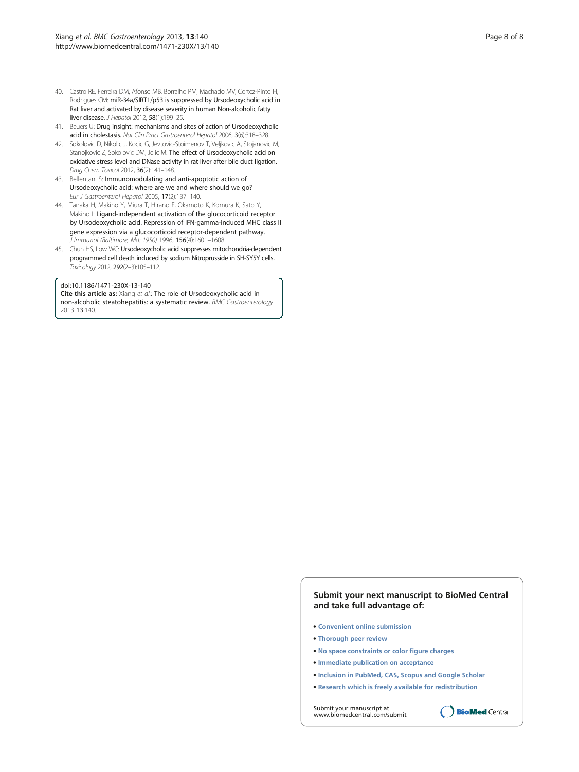40. Castro RE, Ferreira DM, Afonso MB, Borralho PM, Machado MV, Cortez-Pinto H, Rodrigues CM: **miR-34a/SIRT1/p53 is suppressed by Ursodeoxycholic acid in Rat liver and activated by disease severity in human Non-alcoholic fatty liver disease.** *J Hepatol* 2012, **58**(1):199–25.
41. Beuers U: **Drug insight: mechanisms and sites of action of Ursodeoxycholic acid in cholestasis.** *Nat Clin Pract Gastroenterol Hepatol* 2006, **3**(6):318–328.
42. Sokolovic D, Nikolic J, Kocic G, Jevtovic-Stoimenov T, Veljkovic A, Stojanovic M, Stanojkovic Z, Sokolovic DM, Jelic M: **The effect of Ursodeoxycholic acid on oxidative stress level and DNase activity in rat liver after bile duct ligation.** *Drug Chem Toxicol* 2012, **36**(2):141–148.
43. Bellentani S: **Immunomodulating and anti-apoptotic action of Ursodeoxycholic acid: where are we and where should we go?** *Eur J Gastroenterol Hepatol* 2005, **17**(2):137–140.
44. Tanaka H, Makino Y, Miura T, Hirano F, Okamoto K, Komura K, Sato Y, Makino I: **Ligand-independent activation of the glucocorticoid receptor by Ursodeoxycholic acid. Repression of IFN-gamma-induced MHC class II gene expression via a glucocorticoid receptor-dependent pathway.** *J Immunol (Baltimore, Md: 1950)* 1996, **156**(4):1601–1608.
45. Chun HS, Low WC: **Ursodeoxycholic acid suppresses mitochondria-dependent programmed cell death induced by sodium Nitroprusside in SH-SY5Y cells.** *Toxicology* 2012, **292**(2–3):105–112.

doi:10.1186/1471-230X-13-140
**Cite this article as:** Xiang *et al.*: The role of Ursodeoxycholic acid in non-alcoholic steatohepatitis: a systematic review. *BMC Gastroenterology* 2013 **13**:140.

**Submit your next manuscript to BioMed Central and take full advantage of:**

- **Convenient online submission**
- **Thorough peer review**
- **No space constraints or color figure charges**
- **Immediate publication on acceptance**
- **Inclusion in PubMed, CAS, Scopus and Google Scholar**
- **Research which is freely available for redistribution**

Submit your manuscript at
www.biomedcentral.com/submit

BioMed Central